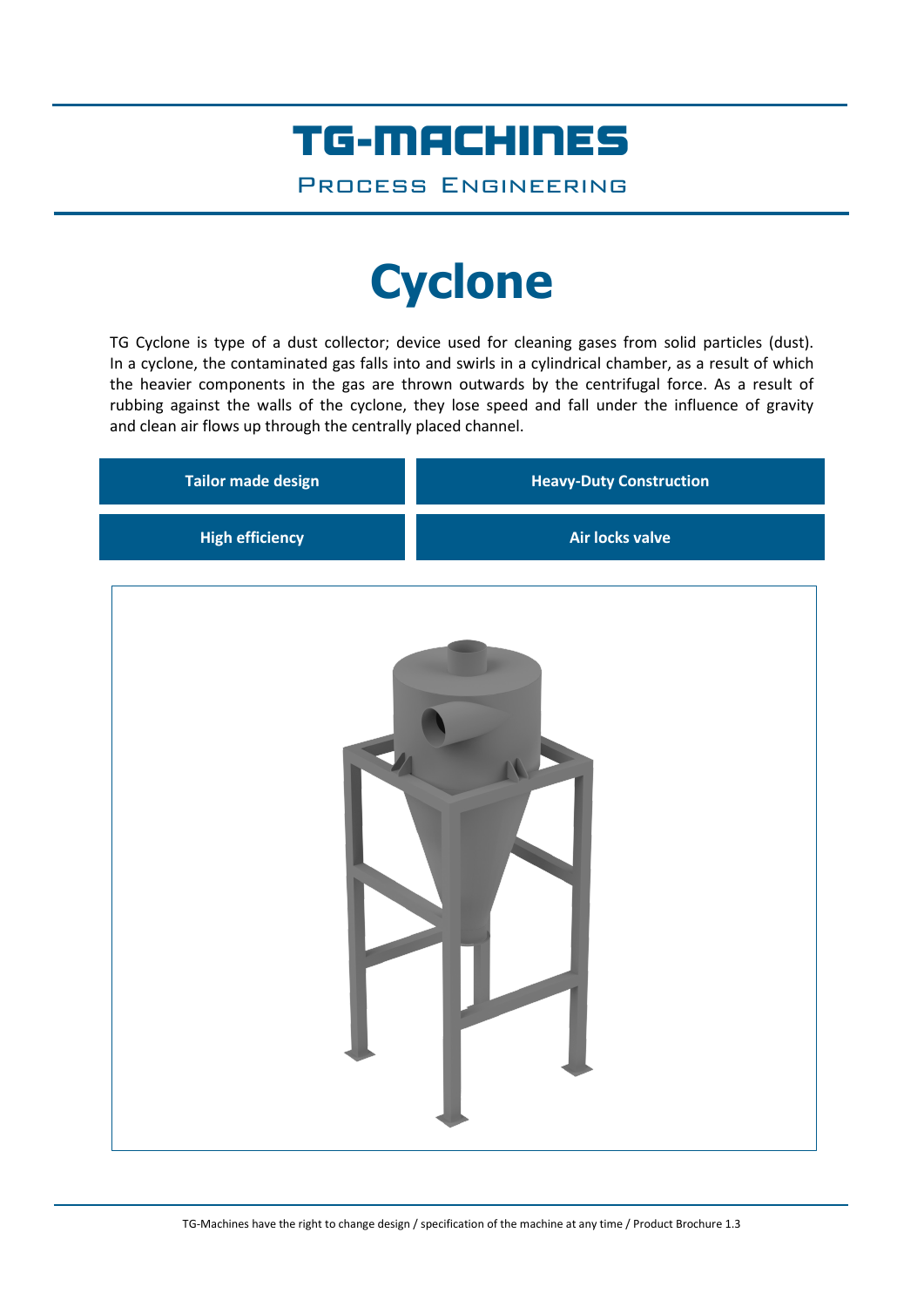# TG-MACHINES

PROCESS ENGINEERING

# Cyclone

TG Cyclone is type of a dust collector; device used for cleaning gases from solid particles (dust). In a cyclone, the contaminated gas falls into and swirls in a cylindrical chamber, as a result of which the heavier components in the gas are thrown outwards by the centrifugal force. As a result of rubbing against the walls of the cyclone, they lose speed and fall under the influence of gravity and clean air flows up through the centrally placed channel.

| Tailor made design | Heavy-Duty Construction |
| --- | --- |
| High efficiency | Air locks valve |

TG-Machines have the right to change design / specification of the machine at any time / Product Brochure 1.3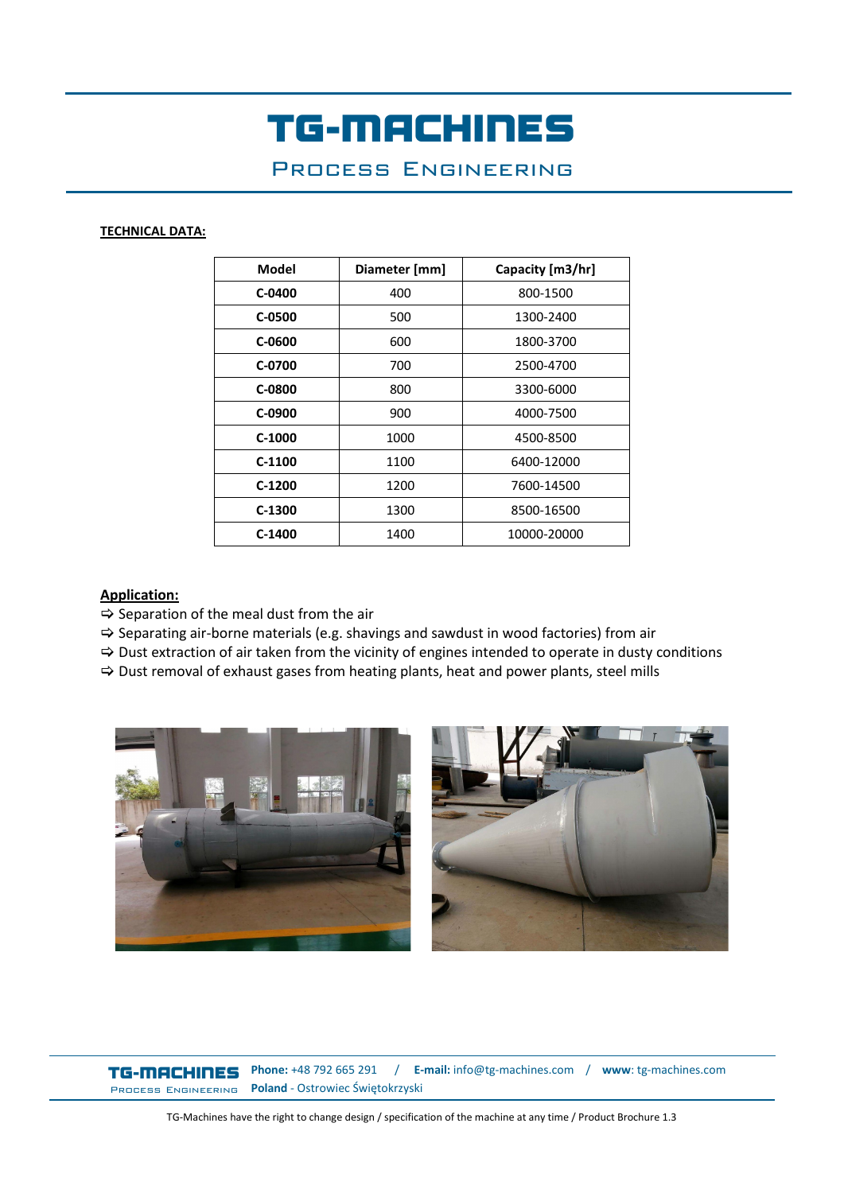**TECHNICAL DATA:**

| Model | Diameter [mm] | Capacity [m3/hr] |
|---|---|---|
| **C-0400** | 400 | 800-1500 |
| **C-0500** | 500 | 1300-2400 |
| **C-0600** | 600 | 1800-3700 |
| **C-0700** | 700 | 2500-4700 |
| **C-0800** | 800 | 3300-6000 |
| **C-0900** | 900 | 4000-7500 |
| **C-1000** | 1000 | 4500-8500 |
| **C-1100** | 1100 | 6400-12000 |
| **C-1200** | 1200 | 7600-14500 |
| **C-1300** | 1300 | 8500-16500 |
| **C-1400** | 1400 | 10000-20000 |

**Application:**

⇨ Separation of the meal dust from the air
⇨ Separating air-borne materials (e.g. shavings and sawdust in wood factories) from air
⇨ Dust extraction of air taken from the vicinity of engines intended to operate in dusty conditions
⇨ Dust removal of exhaust gases from heating plants, heat and power plants, steel mills